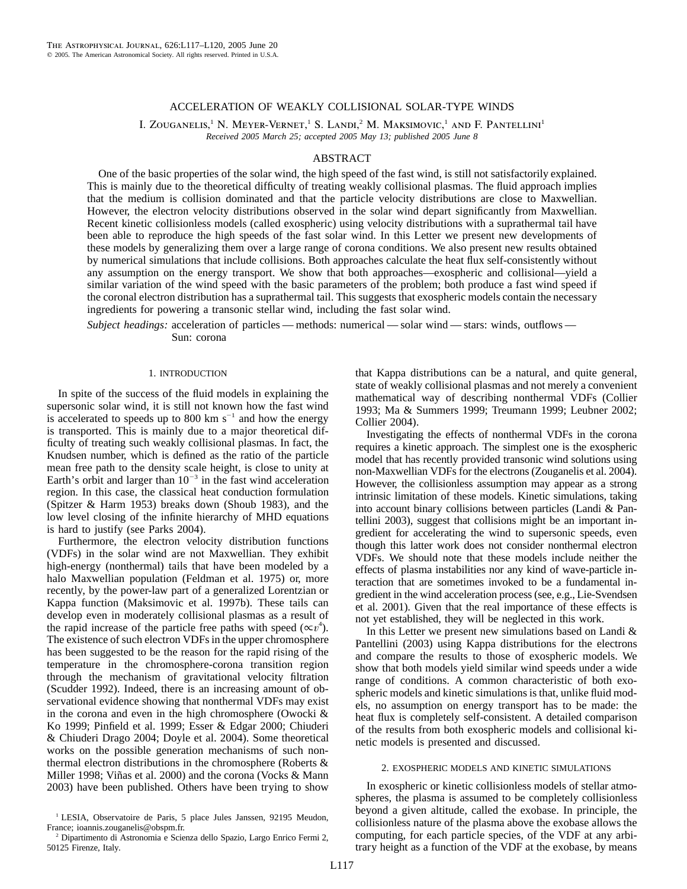# ACCELERATION OF WEAKLY COLLISIONAL SOLAR-TYPE WINDS

I. Zouganelis,[1] N. Meyer-Vernet,[1] S. Landi,[2] M. Maksimovic,[1] and F. Pantellini[1]

*Received 2005 March 25; accepted 2005 May 13; published 2005 June 8*

## ABSTRACT

One of the basic properties of the solar wind, the high speed of the fast wind, is still not satisfactorily explained. This is mainly due to the theoretical difficulty of treating weakly collisional plasmas. The fluid approach implies that the medium is collision dominated and that the particle velocity distributions are close to Maxwellian. However, the electron velocity distributions observed in the solar wind depart significantly from Maxwellian. Recent kinetic collisionless models (called exospheric) using velocity distributions with a suprathermal tail have been able to reproduce the high speeds of the fast solar wind. In this Letter we present new developments of these models by generalizing them over a large range of corona conditions. We also present new results obtained by numerical simulations that include collisions. Both approaches calculate the heat flux self-consistently without any assumption on the energy transport. We show that both approaches—exospheric and collisional—yield a similar variation of the wind speed with the basic parameters of the problem; both produce a fast wind speed if the coronal electron distribution has a suprathermal tail. This suggests that exospheric models contain the necessary ingredients for powering a transonic stellar wind, including the fast solar wind.

*Subject headings:* acceleration of particles — methods: numerical — solar wind — stars: winds, outflows — Sun: corona

## 1. INTRODUCTION

In spite of the success of the fluid models in explaining the supersonic solar wind, it is still not known how the fast wind is accelerated to speeds up to 800 km $s^{-1}$ and how the energy is transported. This is mainly due to a major theoretical difficulty of treating such weakly collisional plasmas. In fact, the Knudsen number, which is defined as the ratio of the particle mean free path to the density scale height, is close to unity at Earth's orbit and larger than $10^{-3}$ in the fast wind acceleration region. In this case, the classical heat conduction formulation (Spitzer & Harm 1953) breaks down (Shoub 1983), and the low level closing of the infinite hierarchy of MHD equations is hard to justify (see Parks 2004).

Furthermore, the electron velocity distribution functions (VDFs) in the solar wind are not Maxwellian. They exhibit high-energy (nonthermal) tails that have been modeled by a halo Maxwellian population (Feldman et al. 1975) or, more recently, by the power-law part of a generalized Lorentzian or Kappa function (Maksimovic et al. 1997b). These tails can develop even in moderately collisional plasmas as a result of the rapid increase of the particle free paths with speed ($\propto v^4$). The existence of such electron VDFs in the upper chromosphere has been suggested to be the reason for the rapid rising of the temperature in the chromosphere-corona transition region through the mechanism of gravitational velocity filtration (Scudder 1992). Indeed, there is an increasing amount of observational evidence showing that nonthermal VDFs may exist in the corona and even in the high chromosphere (Owocki & Ko 1999; Pinfield et al. 1999; Esser & Edgar 2000; Chiuderi & Chiuderi Drago 2004; Doyle et al. 2004). Some theoretical works on the possible generation mechanisms of such nonthermal electron distributions in the chromosphere (Roberts & Miller 1998; Viñas et al. 2000) and the corona (Vocks & Mann 2003) have been published. Others have been trying to show that Kappa distributions can be a natural, and quite general, state of weakly collisional plasmas and not merely a convenient mathematical way of describing nonthermal VDFs (Collier 1993; Ma & Summers 1999; Treumann 1999; Leubner 2002; Collier 2004).

Investigating the effects of nonthermal VDFs in the corona requires a kinetic approach. The simplest one is the exospheric model that has recently provided transonic wind solutions using non-Maxwellian VDFs for the electrons (Zouganelis et al. 2004). However, the collisionless assumption may appear as a strong intrinsic limitation of these models. Kinetic simulations, taking into account binary collisions between particles (Landi & Pantellini 2003), suggest that collisions might be an important ingredient for accelerating the wind to supersonic speeds, even though this latter work does not consider nonthermal electron VDFs. We should note that these models include neither the effects of plasma instabilities nor any kind of wave-particle interaction that are sometimes invoked to be a fundamental ingredient in the wind acceleration process (see, e.g., Lie-Svendsen et al. 2001). Given that the real importance of these effects is not yet established, they will be neglected in this work.

In this Letter we present new simulations based on Landi & Pantellini (2003) using Kappa distributions for the electrons and compare the results to those of exospheric models. We show that both models yield similar wind speeds under a wide range of conditions. A common characteristic of both exospheric models and kinetic simulations is that, unlike fluid models, no assumption on energy transport has to be made: the heat flux is completely self-consistent. A detailed comparison of the results from both exospheric models and collisional kinetic models is presented and discussed.

## 2. EXOSPHERIC MODELS AND KINETIC SIMULATIONS

In exospheric or kinetic collisionless models of stellar atmospheres, the plasma is assumed to be completely collisionless beyond a given altitude, called the exobase. In principle, the collisionless nature of the plasma above the exobase allows the computing, for each particle species, of the VDF at any arbitrary height as a function of the VDF at the exobase, by means

[1] LESIA, Observatoire de Paris, 5 place Jules Janssen, 92195 Meudon, France; ioannis.zouganelis@obspm.fr.

[2] Dipartimento di Astronomia e Scienza dello Spazio, Largo Enrico Fermi 2, 50125 Firenze, Italy.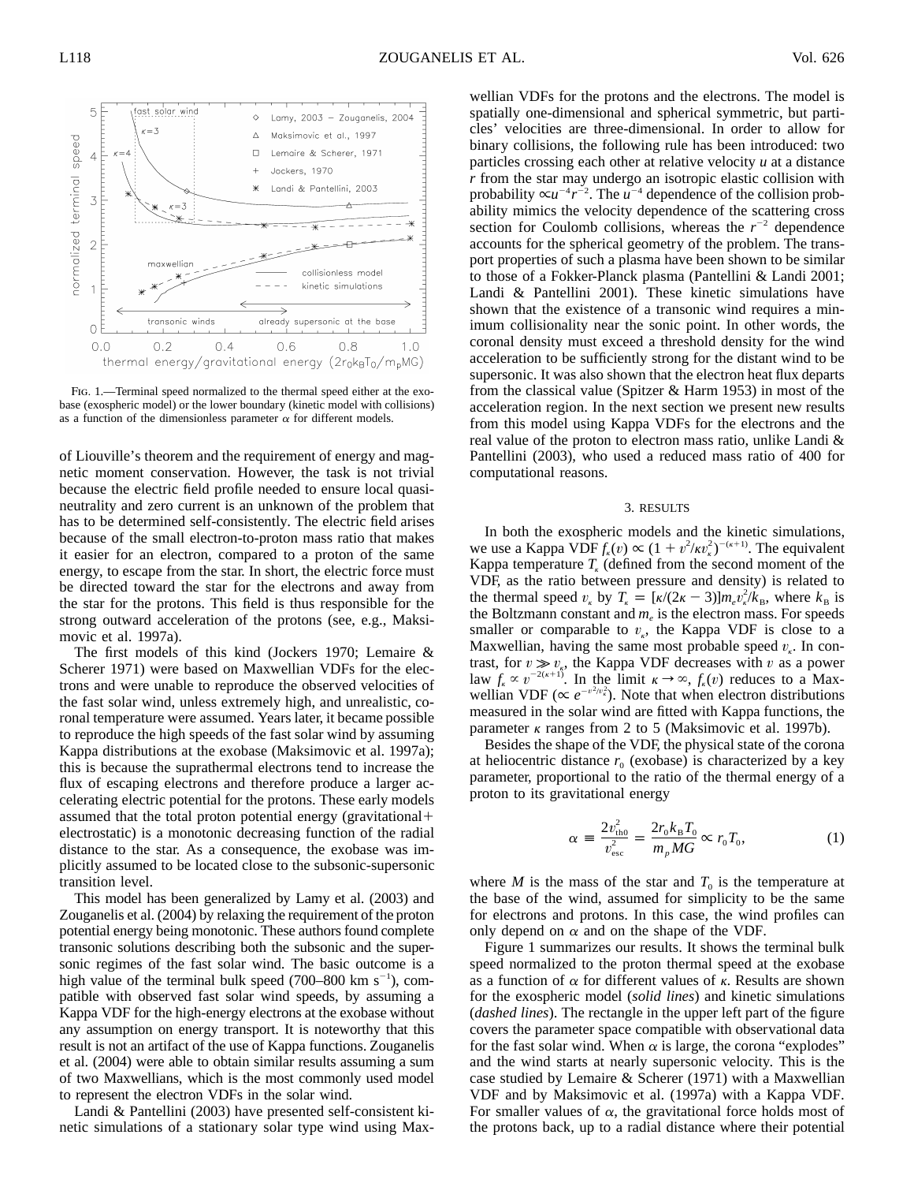fast solar wind

$\kappa=3$

$\kappa=4$

$\kappa=3$

maxwellian

◇ Lamy, 2003 – Zouganelis, 2004

△ Maksimovic et al., 1997

□ Lemaire & Scherer, 1971

+ Jockers, 1970

✳ Landi & Pantellini, 2003

collisionless model

kinetic simulations

transonic winds

already supersonic at the base

normalized terminal speed

0 1 2 3 4 5

0.0 0.2 0.4 0.6 0.8 1.0

thermal energy/gravitational energy $(2r_0k_BT_0/m_pMG)$

Fig. 1.—Terminal speed normalized to the thermal speed either at the exobase (exospheric model) or the lower boundary (kinetic model with collisions) as a function of the dimensionless parameter $\alpha$ for different models.

of Liouville's theorem and the requirement of energy and magnetic moment conservation. However, the task is not trivial because the electric field profile needed to ensure local quasi-neutrality and zero current is an unknown of the problem that has to be determined self-consistently. The electric field arises because of the small electron-to-proton mass ratio that makes it easier for an electron, compared to a proton of the same energy, to escape from the star. In short, the electric force must be directed toward the star for the electrons and away from the star for the protons. This field is thus responsible for the strong outward acceleration of the protons (see, e.g., Maksimovic et al. 1997a).

The first models of this kind (Jockers 1970; Lemaire & Scherer 1971) were based on Maxwellian VDFs for the electrons and were unable to reproduce the observed velocities of the fast solar wind, unless extremely high, and unrealistic, coronal temperature were assumed. Years later, it became possible to reproduce the high speeds of the fast solar wind by assuming Kappa distributions at the exobase (Maksimovic et al. 1997a); this is because the suprathermal electrons tend to increase the flux of escaping electrons and therefore produce a larger accelerating electric potential for the protons. These early models assumed that the total proton potential energy (gravitational+electrostatic) is a monotonic decreasing function of the radial distance to the star. As a consequence, the exobase was implicitly assumed to be located close to the subsonic-supersonic transition level.

This model has been generalized by Lamy et al. (2003) and Zouganelis et al. (2004) by relaxing the requirement of the proton potential energy being monotonic. These authors found complete transonic solutions describing both the subsonic and the supersonic regimes of the fast solar wind. The basic outcome is a high value of the terminal bulk speed (700–800 km s$^{-1}$), compatible with observed fast solar wind speeds, by assuming a Kappa VDF for the high-energy electrons at the exobase without any assumption on energy transport. It is noteworthy that this result is not an artifact of the use of Kappa functions. Zouganelis et al. (2004) were able to obtain similar results assuming a sum of two Maxwellians, which is the most commonly used model to represent the electron VDFs in the solar wind.

Landi & Pantellini (2003) have presented self-consistent kinetic simulations of a stationary solar type wind using Maxwellian VDFs for the protons and the electrons. The model is spatially one-dimensional and spherical symmetric, but particles' velocities are three-dimensional. In order to allow for binary collisions, the following rule has been introduced: two particles crossing each other at relative velocity $u$ at a distance $r$ from the star may undergo an isotropic elastic collision with probability $\propto u^{-4}r^{-2}$. The $u^{-4}$ dependence of the collision probability mimics the velocity dependence of the scattering cross section for Coulomb collisions, whereas the $r^{-2}$ dependence accounts for the spherical geometry of the problem. The transport properties of such a plasma have been shown to be similar to those of a Fokker-Planck plasma (Pantellini & Landi 2001; Landi & Pantellini 2001). These kinetic simulations have shown that the existence of a transonic wind requires a minimum collisionality near the sonic point. In other words, the coronal density must exceed a threshold density for the wind acceleration to be sufficiently strong for the distant wind to be supersonic. It was also shown that the electron heat flux departs from the classical value (Spitzer & Harm 1953) in most of the acceleration region. In the next section we present new results from this model using Kappa VDFs for the electrons and the real value of the proton to electron mass ratio, unlike Landi & Pantellini (2003), who used a reduced mass ratio of 400 for computational reasons.

## 3. RESULTS

In both the exospheric models and the kinetic simulations, we use a Kappa VDF $f_\kappa(v) \propto (1 + v^2/\kappa v_\kappa^2)^{-(\kappa+1)}$. The equivalent Kappa temperature $T_\kappa$ (defined from the second moment of the VDF, as the ratio between pressure and density) is related to the thermal speed $v_\kappa$ by $T_\kappa = [\kappa/(2\kappa - 3)]m_e v_\kappa^2/k_B$, where $k_B$ is the Boltzmann constant and $m_e$ is the electron mass. For speeds smaller or comparable to $v_\kappa$, the Kappa VDF is close to a Maxwellian, having the same most probable speed $v_\kappa$. In contrast, for $v \gg v_\kappa$, the Kappa VDF decreases with $v$ as a power law $f_\kappa \propto v^{-2(\kappa+1)}$. In the limit $\kappa \to \infty$, $f_\kappa(v)$ reduces to a Maxwellian VDF ($\propto e^{-v^2/v_\kappa^2}$). Note that when electron distributions measured in the solar wind are fitted with Kappa functions, the parameter $\kappa$ ranges from 2 to 5 (Maksimovic et al. 1997b).

Besides the shape of the VDF, the physical state of the corona at heliocentric distance $r_0$ (exobase) is characterized by a key parameter, proportional to the ratio of the thermal energy of a proton to its gravitational energy

$$\alpha \equiv \frac{2v_{\mathrm{th0}}^2}{v_{\mathrm{esc}}^2} = \frac{2r_0 k_B T_0}{m_p MG} \propto r_0 T_0, \tag{1}$$

where $M$ is the mass of the star and $T_0$ is the temperature at the base of the wind, assumed for simplicity to be the same for electrons and protons. In this case, the wind profiles can only depend on $\alpha$ and on the shape of the VDF.

Figure 1 summarizes our results. It shows the terminal bulk speed normalized to the proton thermal speed at the exobase as a function of $\alpha$ for different values of $\kappa$. Results are shown for the exospheric model (*solid lines*) and kinetic simulations (*dashed lines*). The rectangle in the upper left part of the figure covers the parameter space compatible with observational data for the fast solar wind. When $\alpha$ is large, the corona "explodes" and the wind starts at nearly supersonic velocity. This is the case studied by Lemaire & Scherer (1971) with a Maxwellian VDF and by Maksimovic et al. (1997a) with a Kappa VDF. For smaller values of $\alpha$, the gravitational force holds most of the protons back, up to a radial distance where their potential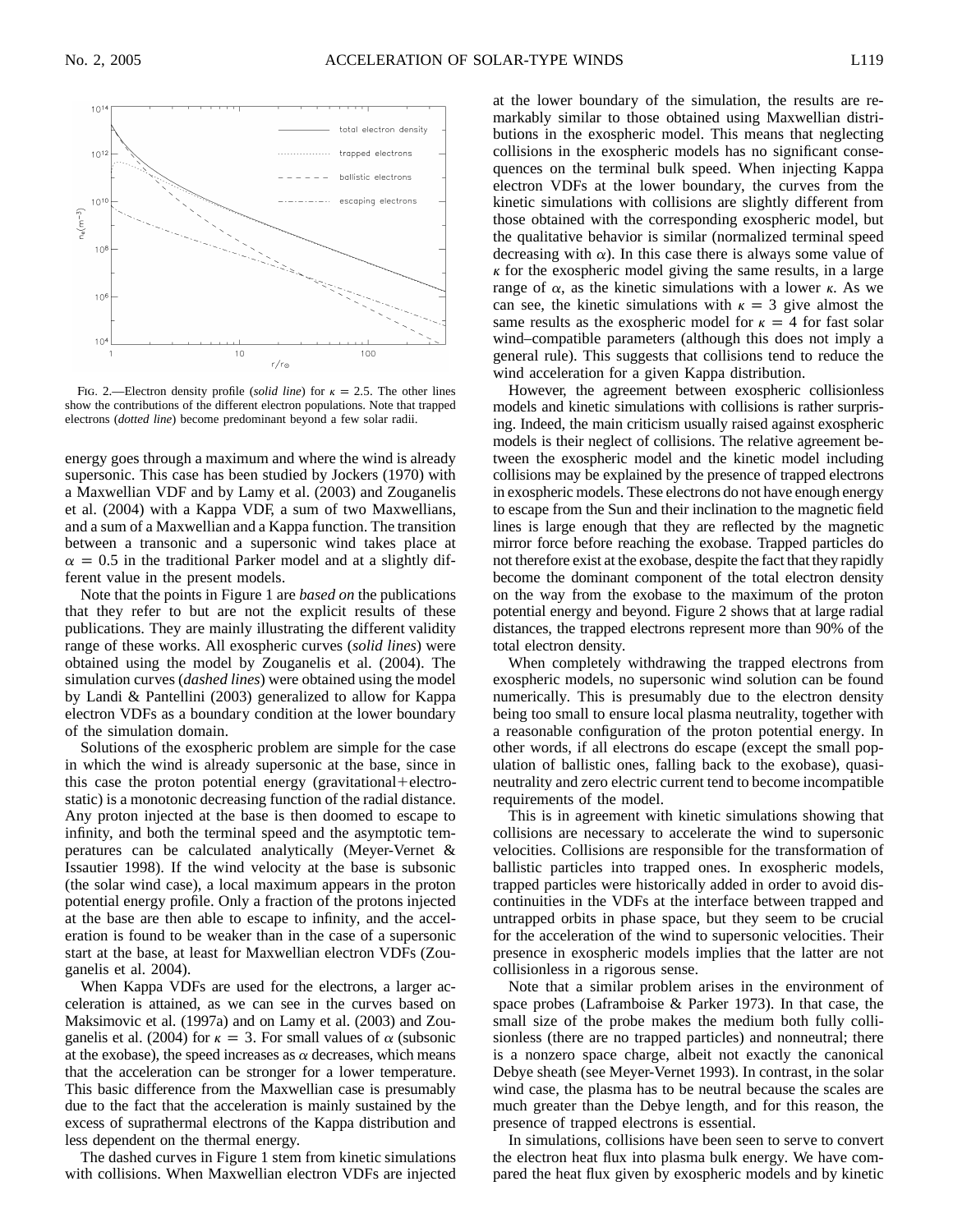FIG. 2.—Electron density profile (*solid line*) for $\kappa = 2.5$. The other lines show the contributions of the different electron populations. Note that trapped electrons (*dotted line*) become predominant beyond a few solar radii.

energy goes through a maximum and where the wind is already supersonic. This case has been studied by Jockers (1970) with a Maxwellian VDF and by Lamy et al. (2003) and Zouganelis et al. (2004) with a Kappa VDF, a sum of two Maxwellians, and a sum of a Maxwellian and a Kappa function. The transition between a transonic and a supersonic wind takes place at $\alpha = 0.5$ in the traditional Parker model and at a slightly different value in the present models.

Note that the points in Figure 1 are *based on* the publications that they refer to but are not the explicit results of these publications. They are mainly illustrating the different validity range of these works. All exospheric curves (*solid lines*) were obtained using the model by Zouganelis et al. (2004). The simulation curves (*dashed lines*) were obtained using the model by Landi & Pantellini (2003) generalized to allow for Kappa electron VDFs as a boundary condition at the lower boundary of the simulation domain.

Solutions of the exospheric problem are simple for the case in which the wind is already supersonic at the base, since in this case the proton potential energy (gravitational+electrostatic) is a monotonic decreasing function of the radial distance. Any proton injected at the base is then doomed to escape to infinity, and both the terminal speed and the asymptotic temperatures can be calculated analytically (Meyer-Vernet & Issautier 1998). If the wind velocity at the base is subsonic (the solar wind case), a local maximum appears in the proton potential energy profile. Only a fraction of the protons injected at the base are then able to escape to infinity, and the acceleration is found to be weaker than in the case of a supersonic start at the base, at least for Maxwellian electron VDFs (Zouganelis et al. 2004).

When Kappa VDFs are used for the electrons, a larger acceleration is attained, as we can see in the curves based on Maksimovic et al. (1997a) and on Lamy et al. (2003) and Zouganelis et al. (2004) for $\kappa = 3$. For small values of $\alpha$ (subsonic at the exobase), the speed increases as $\alpha$ decreases, which means that the acceleration can be stronger for a lower temperature. This basic difference from the Maxwellian case is presumably due to the fact that the acceleration is mainly sustained by the excess of suprathermal electrons of the Kappa distribution and less dependent on the thermal energy.

The dashed curves in Figure 1 stem from kinetic simulations with collisions. When Maxwellian electron VDFs are injected at the lower boundary of the simulation, the results are remarkably similar to those obtained using Maxwellian distributions in the exospheric model. This means that neglecting collisions in the exospheric models has no significant consequences on the terminal bulk speed. When injecting Kappa electron VDFs at the lower boundary, the curves from the kinetic simulations with collisions are slightly different from those obtained with the corresponding exospheric model, but the qualitative behavior is similar (normalized terminal speed decreasing with $\alpha$). In this case there is always some value of $\kappa$ for the exospheric model giving the same results, in a large range of $\alpha$, as the kinetic simulations with a lower $\kappa$. As we can see, the kinetic simulations with $\kappa = 3$ give almost the same results as the exospheric model for $\kappa = 4$ for fast solar wind–compatible parameters (although this does not imply a general rule). This suggests that collisions tend to reduce the wind acceleration for a given Kappa distribution.

However, the agreement between exospheric collisionless models and kinetic simulations with collisions is rather surprising. Indeed, the main criticism usually raised against exospheric models is their neglect of collisions. The relative agreement between the exospheric model and the kinetic model including collisions may be explained by the presence of trapped electrons in exospheric models. These electrons do not have enough energy to escape from the Sun and their inclination to the magnetic field lines is large enough that they are reflected by the magnetic mirror force before reaching the exobase. Trapped particles do not therefore exist at the exobase, despite the fact that they rapidly become the dominant component of the total electron density on the way from the exobase to the maximum of the proton potential energy and beyond. Figure 2 shows that at large radial distances, the trapped electrons represent more than 90% of the total electron density.

When completely withdrawing the trapped electrons from exospheric models, no supersonic wind solution can be found numerically. This is presumably due to the electron density being too small to ensure local plasma neutrality, together with a reasonable configuration of the proton potential energy. In other words, if all electrons do escape (except the small population of ballistic ones, falling back to the exobase), quasi-neutrality and zero electric current tend to become incompatible requirements of the model.

This is in agreement with kinetic simulations showing that collisions are necessary to accelerate the wind to supersonic velocities. Collisions are responsible for the transformation of ballistic particles into trapped ones. In exospheric models, trapped particles were historically added in order to avoid discontinuities in the VDFs at the interface between trapped and untrapped orbits in phase space, but they seem to be crucial for the acceleration of the wind to supersonic velocities. Their presence in exospheric models implies that the latter are not collisionless in a rigorous sense.

Note that a similar problem arises in the environment of space probes (Laframboise & Parker 1973). In that case, the small size of the probe makes the medium both fully collisionless (there are no trapped particles) and nonneutral; there is a nonzero space charge, albeit not exactly the canonical Debye sheath (see Meyer-Vernet 1993). In contrast, in the solar wind case, the plasma has to be neutral because the scales are much greater than the Debye length, and for this reason, the presence of trapped electrons is essential.

In simulations, collisions have been seen to serve to convert the electron heat flux into plasma bulk energy. We have compared the heat flux given by exospheric models and by kinetic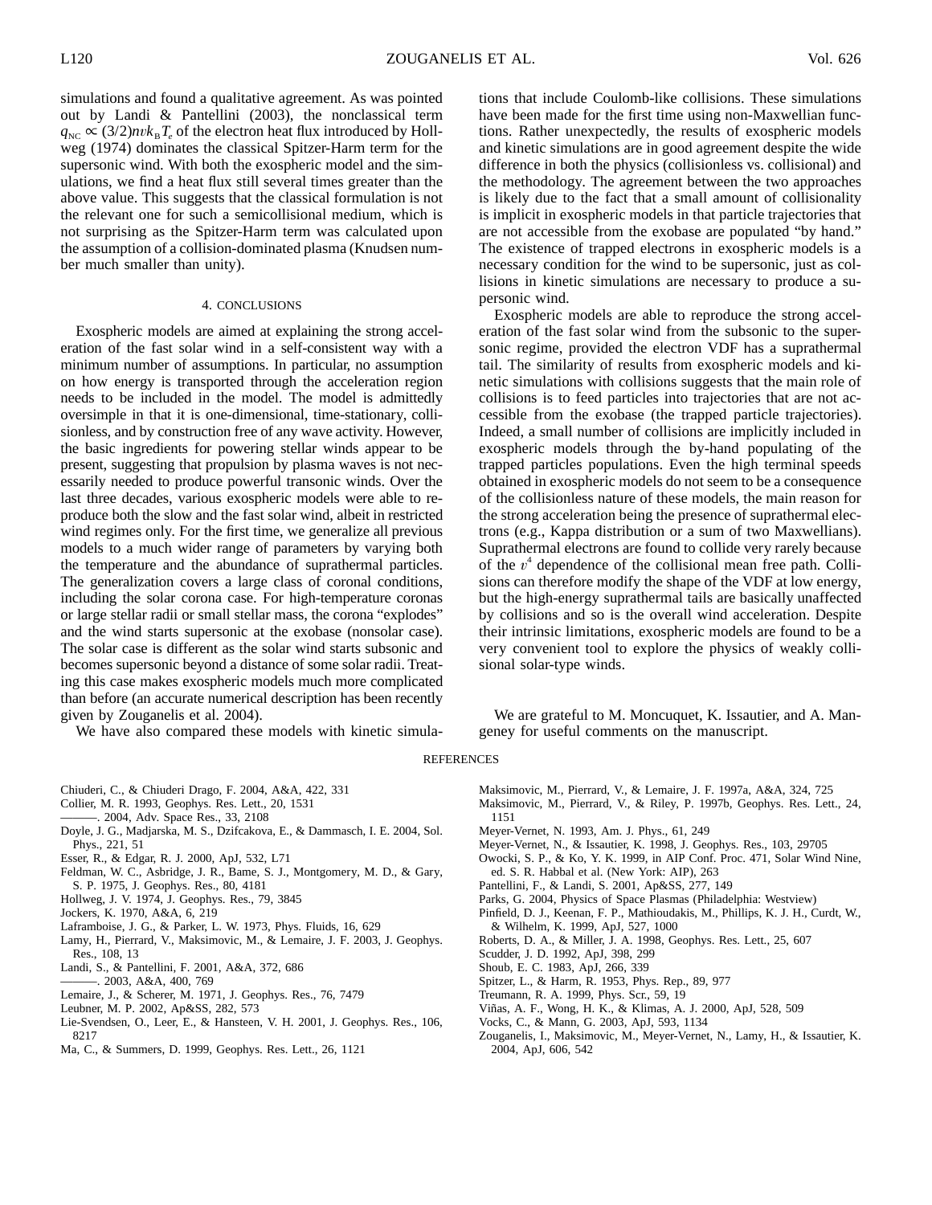simulations and found a qualitative agreement. As was pointed out by Landi & Pantellini (2003), the nonclassical term $q_{NC} \propto (3/2)nvk_B T_e$ of the electron heat flux introduced by Hollweg (1974) dominates the classical Spitzer-Harm term for the supersonic wind. With both the exospheric model and the simulations, we find a heat flux still several times greater than the above value. This suggests that the classical formulation is not the relevant one for such a semicollisional medium, which is not surprising as the Spitzer-Harm term was calculated upon the assumption of a collision-dominated plasma (Knudsen number much smaller than unity).

## 4. CONCLUSIONS

Exospheric models are aimed at explaining the strong acceleration of the fast solar wind in a self-consistent way with a minimum number of assumptions. In particular, no assumption on how energy is transported through the acceleration region needs to be included in the model. The model is admittedly oversimple in that it is one-dimensional, time-stationary, collisionless, and by construction free of any wave activity. However, the basic ingredients for powering stellar winds appear to be present, suggesting that propulsion by plasma waves is not necessarily needed to produce powerful transonic winds. Over the last three decades, various exospheric models were able to reproduce both the slow and the fast solar wind, albeit in restricted wind regimes only. For the first time, we generalize all previous models to a much wider range of parameters by varying both the temperature and the abundance of suprathermal particles. The generalization covers a large class of coronal conditions, including the solar corona case. For high-temperature coronas or large stellar radii or small stellar mass, the corona "explodes" and the wind starts supersonic at the exobase (nonsolar case). The solar case is different as the solar wind starts subsonic and becomes supersonic beyond a distance of some solar radii. Treating this case makes exospheric models much more complicated than before (an accurate numerical description has been recently given by Zouganelis et al. 2004).

We have also compared these models with kinetic simulations that include Coulomb-like collisions. These simulations have been made for the first time using non-Maxwellian functions. Rather unexpectedly, the results of exospheric models and kinetic simulations are in good agreement despite the wide difference in both the physics (collisionless vs. collisional) and the methodology. The agreement between the two approaches is likely due to the fact that a small amount of collisionality is implicit in exospheric models in that particle trajectories that are not accessible from the exobase are populated "by hand." The existence of trapped electrons in exospheric models is a necessary condition for the wind to be supersonic, just as collisions in kinetic simulations are necessary to produce a supersonic wind.

Exospheric models are able to reproduce the strong acceleration of the fast solar wind from the subsonic to the supersonic regime, provided the electron VDF has a suprathermal tail. The similarity of results from exospheric models and kinetic simulations with collisions suggests that the main role of collisions is to feed particles into trajectories that are not accessible from the exobase (the trapped particle trajectories). Indeed, a small number of collisions are implicitly included in exospheric models through the by-hand populating of the trapped particles populations. Even the high terminal speeds obtained in exospheric models do not seem to be a consequence of the collisionless nature of these models, the main reason for the strong acceleration being the presence of suprathermal electrons (e.g., Kappa distribution or a sum of two Maxwellians). Suprathermal electrons are found to collide very rarely because of the $v^4$ dependence of the collisional mean free path. Collisions can therefore modify the shape of the VDF at low energy, but the high-energy suprathermal tails are basically unaffected by collisions and so is the overall wind acceleration. Despite their intrinsic limitations, exospheric models are found to be a very convenient tool to explore the physics of weakly collisional solar-type winds.

We are grateful to M. Moncuquet, K. Issautier, and A. Mangeney for useful comments on the manuscript.

## REFERENCES

Chiuderi, C., & Chiuderi Drago, F. 2004, A&A, 422, 331
Collier, M. R. 1993, Geophys. Res. Lett., 20, 1531
———. 2004, Adv. Space Res., 33, 2108
Doyle, J. G., Madjarska, M. S., Dzifcakova, E., & Dammasch, I. E. 2004, Sol. Phys., 221, 51
Esser, R., & Edgar, R. J. 2000, ApJ, 532, L71
Feldman, W. C., Asbridge, J. R., Bame, S. J., Montgomery, M. D., & Gary, S. P. 1975, J. Geophys. Res., 80, 4181
Hollweg, J. V. 1974, J. Geophys. Res., 79, 3845
Jockers, K. 1970, A&A, 6, 219
Laframboise, J. G., & Parker, L. W. 1973, Phys. Fluids, 16, 629
Lamy, H., Pierrard, V., Maksimovic, M., & Lemaire, J. F. 2003, J. Geophys. Res., 108, 13
Landi, S., & Pantellini, F. 2001, A&A, 372, 686
———. 2003, A&A, 400, 769
Lemaire, J., & Scherer, M. 1971, J. Geophys. Res., 76, 7479
Leubner, M. P. 2002, Ap&SS, 282, 573
Lie-Svendsen, O., Leer, E., & Hansteen, V. H. 2001, J. Geophys. Res., 106, 8217
Ma, C., & Summers, D. 1999, Geophys. Res. Lett., 26, 1121
Maksimovic, M., Pierrard, V., & Lemaire, J. F. 1997a, A&A, 324, 725
Maksimovic, M., Pierrard, V., & Riley, P. 1997b, Geophys. Res. Lett., 24, 1151
Meyer-Vernet, N. 1993, Am. J. Phys., 61, 249
Meyer-Vernet, N., & Issautier, K. 1998, J. Geophys. Res., 103, 29705
Owocki, S. P., & Ko, Y. K. 1999, in AIP Conf. Proc. 471, Solar Wind Nine, ed. S. R. Habbal et al. (New York: AIP), 263
Pantellini, F., & Landi, S. 2001, Ap&SS, 277, 149
Parks, G. 2004, Physics of Space Plasmas (Philadelphia: Westview)
Pinfield, D. J., Keenan, F. P., Mathioudakis, M., Phillips, K. J. H., Curdt, W., & Wilhelm, K. 1999, ApJ, 527, 1000
Roberts, D. A., & Miller, J. A. 1998, Geophys. Res. Lett., 25, 607
Scudder, J. D. 1992, ApJ, 398, 299
Shoub, E. C. 1983, ApJ, 266, 339
Spitzer, L., & Harm, R. 1953, Phys. Rep., 89, 977
Treumann, R. A. 1999, Phys. Scr., 59, 19
Viñas, A. F., Wong, H. K., & Klimas, A. J. 2000, ApJ, 528, 509
Vocks, C., & Mann, G. 2003, ApJ, 593, 1134
Zouganelis, I., Maksimovic, M., Meyer-Vernet, N., Lamy, H., & Issautier, K. 2004, ApJ, 606, 542